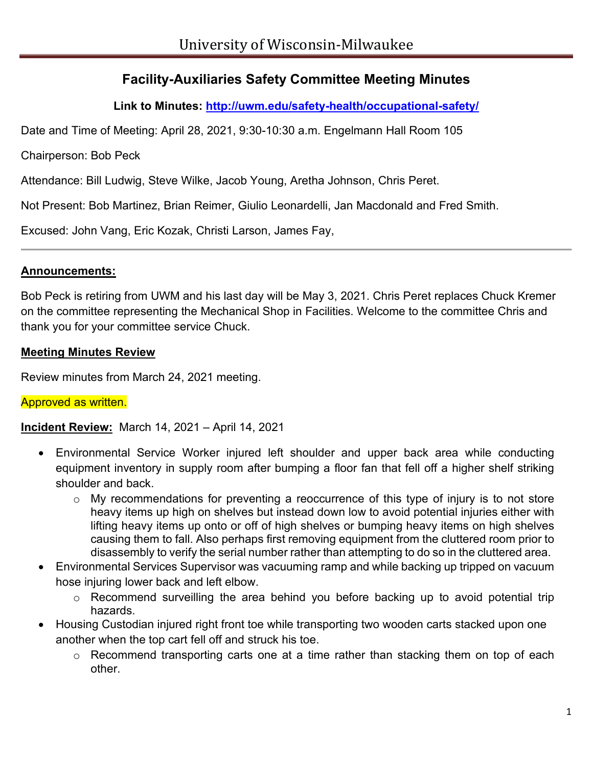University of Wisconsin-Milwaukee

# Facility-Auxiliaries Safety Committee Meeting Minutes

**Link to Minutes: [http://uwm.edu/safety-health/occupational-safety/](http://uwm.edu/safety-health/occupational-safety/)**

Date and Time of Meeting: April 28, 2021, 9:30-10:30 a.m. Engelmann Hall Room 105

Chairperson: Bob Peck

Attendance: Bill Ludwig, Steve Wilke, Jacob Young, Aretha Johnson, Chris Peret.

Not Present: Bob Martinez, Brian Reimer, Giulio Leonardelli, Jan Macdonald and Fred Smith.

Excused: John Vang, Eric Kozak, Christi Larson, James Fay,

---

**Announcements:**

Bob Peck is retiring from UWM and his last day will be May 3, 2021. Chris Peret replaces Chuck Kremer on the committee representing the Mechanical Shop in Facilities. Welcome to the committee Chris and thank you for your committee service Chuck.

**Meeting Minutes Review**

Review minutes from March 24, 2021 meeting.

Approved as written.

**Incident Review:** March 14, 2021 – April 14, 2021

- Environmental Service Worker injured left shoulder and upper back area while conducting equipment inventory in supply room after bumping a floor fan that fell off a higher shelf striking shoulder and back.
  - My recommendations for preventing a reoccurrence of this type of injury is to not store heavy items up high on shelves but instead down low to avoid potential injuries either with lifting heavy items up onto or off of high shelves or bumping heavy items on high shelves causing them to fall. Also perhaps first removing equipment from the cluttered room prior to disassembly to verify the serial number rather than attempting to do so in the cluttered area.
- Environmental Services Supervisor was vacuuming ramp and while backing up tripped on vacuum hose injuring lower back and left elbow.
  - Recommend surveilling the area behind you before backing up to avoid potential trip hazards.
- Housing Custodian injured right front toe while transporting two wooden carts stacked upon one another when the top cart fell off and struck his toe.
  - Recommend transporting carts one at a time rather than stacking them on top of each other.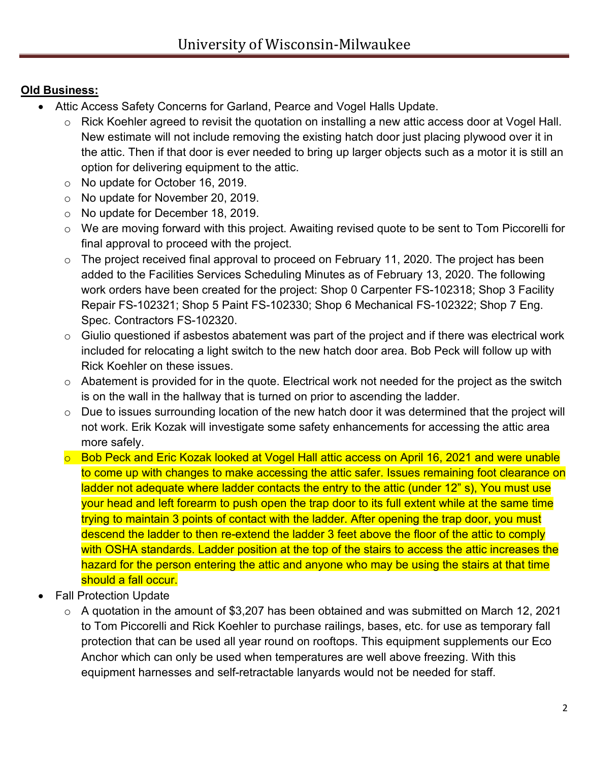**Old Business:**

- Attic Access Safety Concerns for Garland, Pearce and Vogel Halls Update.
  - Rick Koehler agreed to revisit the quotation on installing a new attic access door at Vogel Hall. New estimate will not include removing the existing hatch door just placing plywood over it in the attic. Then if that door is ever needed to bring up larger objects such as a motor it is still an option for delivering equipment to the attic.
  - No update for October 16, 2019.
  - No update for November 20, 2019.
  - No update for December 18, 2019.
  - We are moving forward with this project. Awaiting revised quote to be sent to Tom Piccorelli for final approval to proceed with the project.
  - The project received final approval to proceed on February 11, 2020. The project has been added to the Facilities Services Scheduling Minutes as of February 13, 2020. The following work orders have been created for the project: Shop 0 Carpenter FS-102318; Shop 3 Facility Repair FS-102321; Shop 5 Paint FS-102330; Shop 6 Mechanical FS-102322; Shop 7 Eng. Spec. Contractors FS-102320.
  - Giulio questioned if asbestos abatement was part of the project and if there was electrical work included for relocating a light switch to the new hatch door area. Bob Peck will follow up with Rick Koehler on these issues.
  - Abatement is provided for in the quote. Electrical work not needed for the project as the switch is on the wall in the hallway that is turned on prior to ascending the ladder.
  - Due to issues surrounding location of the new hatch door it was determined that the project will not work. Erik Kozak will investigate some safety enhancements for accessing the attic area more safely.
  - Bob Peck and Eric Kozak looked at Vogel Hall attic access on April 16, 2021 and were unable to come up with changes to make accessing the attic safer. Issues remaining foot clearance on ladder not adequate where ladder contacts the entry to the attic (under 12" s), You must use your head and left forearm to push open the trap door to its full extent while at the same time trying to maintain 3 points of contact with the ladder. After opening the trap door, you must descend the ladder to then re-extend the ladder 3 feet above the floor of the attic to comply with OSHA standards. Ladder position at the top of the stairs to access the attic increases the hazard for the person entering the attic and anyone who may be using the stairs at that time should a fall occur.
- Fall Protection Update
  - A quotation in the amount of $3,207 has been obtained and was submitted on March 12, 2021 to Tom Piccorelli and Rick Koehler to purchase railings, bases, etc. for use as temporary fall protection that can be used all year round on rooftops. This equipment supplements our Eco Anchor which can only be used when temperatures are well above freezing. With this equipment harnesses and self-retractable lanyards would not be needed for staff.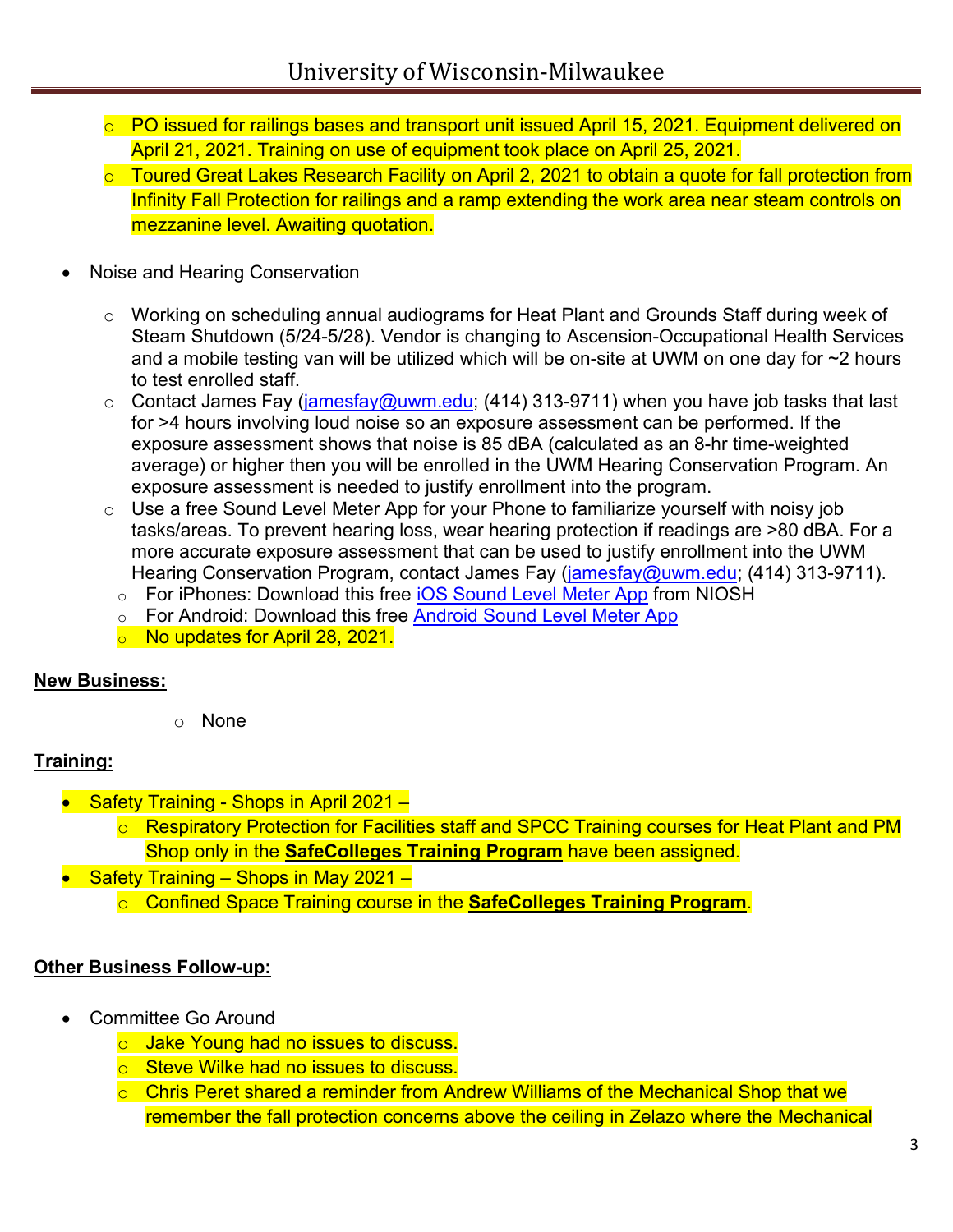- PO issued for railings bases and transport unit issued April 15, 2021. Equipment delivered on April 21, 2021. Training on use of equipment took place on April 25, 2021.
- Toured Great Lakes Research Facility on April 2, 2021 to obtain a quote for fall protection from Infinity Fall Protection for railings and a ramp extending the work area near steam controls on mezzanine level. Awaiting quotation.

- Noise and Hearing Conservation
  - Working on scheduling annual audiograms for Heat Plant and Grounds Staff during week of Steam Shutdown (5/24-5/28). Vendor is changing to Ascension-Occupational Health Services and a mobile testing van will be utilized which will be on-site at UWM on one day for ~2 hours to test enrolled staff.
  - Contact James Fay (jamesfay@uwm.edu; (414) 313-9711) when you have job tasks that last for >4 hours involving loud noise so an exposure assessment can be performed. If the exposure assessment shows that noise is 85 dBA (calculated as an 8-hr time-weighted average) or higher then you will be enrolled in the UWM Hearing Conservation Program. An exposure assessment is needed to justify enrollment into the program.
  - Use a free Sound Level Meter App for your Phone to familiarize yourself with noisy job tasks/areas. To prevent hearing loss, wear hearing protection if readings are >80 dBA. For a more accurate exposure assessment that can be used to justify enrollment into the UWM Hearing Conservation Program, contact James Fay (jamesfay@uwm.edu; (414) 313-9711).
  - For iPhones: Download this free iOS Sound Level Meter App from NIOSH
  - For Android: Download this free Android Sound Level Meter App
  - No updates for April 28, 2021.

**New Business:**

- None

**Training:**

- Safety Training - Shops in April 2021 –
  - Respiratory Protection for Facilities staff and SPCC Training courses for Heat Plant and PM Shop only in the **SafeColleges Training Program** have been assigned.
- Safety Training – Shops in May 2021 –
  - Confined Space Training course in the **SafeColleges Training Program**.

**Other Business Follow-up:**

- Committee Go Around
  - Jake Young had no issues to discuss.
  - Steve Wilke had no issues to discuss.
  - Chris Peret shared a reminder from Andrew Williams of the Mechanical Shop that we remember the fall protection concerns above the ceiling in Zelazo where the Mechanical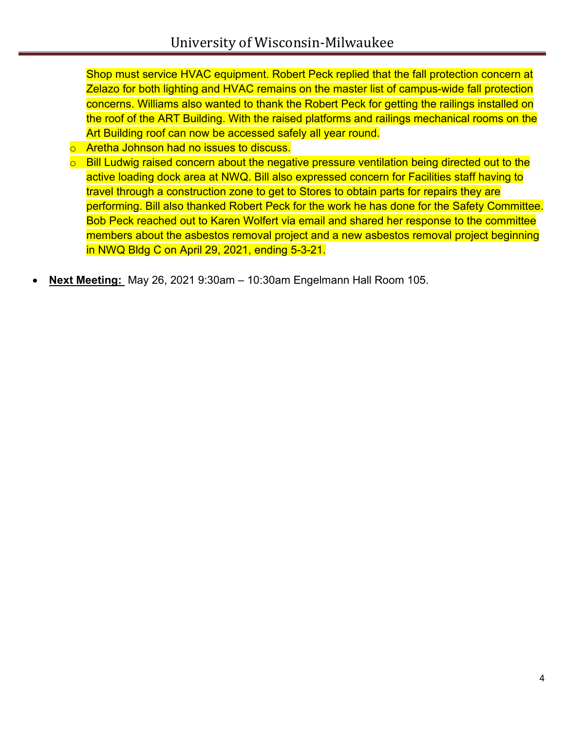Shop must service HVAC equipment. Robert Peck replied that the fall protection concern at Zelazo for both lighting and HVAC remains on the master list of campus-wide fall protection concerns. Williams also wanted to thank the Robert Peck for getting the railings installed on the roof of the ART Building. With the raised platforms and railings mechanical rooms on the Art Building roof can now be accessed safely all year round.

- Aretha Johnson had no issues to discuss.
- Bill Ludwig raised concern about the negative pressure ventilation being directed out to the active loading dock area at NWQ. Bill also expressed concern for Facilities staff having to travel through a construction zone to get to Stores to obtain parts for repairs they are performing. Bill also thanked Robert Peck for the work he has done for the Safety Committee. Bob Peck reached out to Karen Wolfert via email and shared her response to the committee members about the asbestos removal project and a new asbestos removal project beginning in NWQ Bldg C on April 29, 2021, ending 5-3-21.

- **Next Meeting:** May 26, 2021 9:30am – 10:30am Engelmann Hall Room 105.